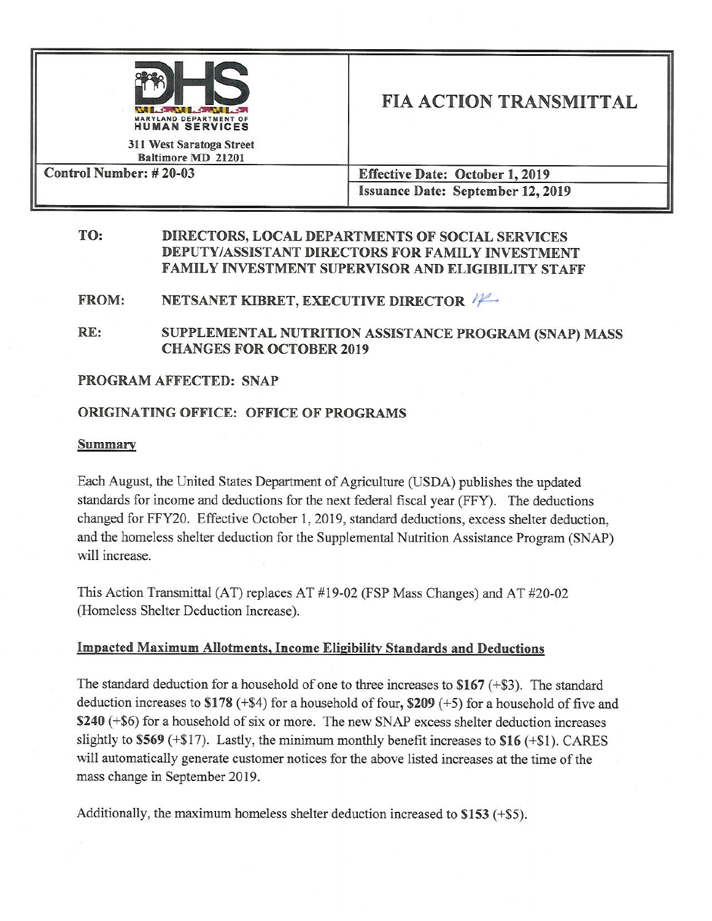| MARYLAND DEPARTMENT OF HUMAN SERVICES<br>311 West Saratoga Street<br>Baltimore MD 21201 | # FIA ACTION TRANSMITTAL |
|---|---|
| **Control Number: # 20-03** | **Effective Date: October 1, 2019** |
| | **Issuance Date: September 12, 2019** |

**TO:** DIRECTORS, LOCAL DEPARTMENTS OF SOCIAL SERVICES
DEPUTY/ASSISTANT DIRECTORS FOR FAMILY INVESTMENT
FAMILY INVESTMENT SUPERVISOR AND ELIGIBILITY STAFF

**FROM:** NETSANET KIBRET, EXECUTIVE DIRECTOR

**RE:** SUPPLEMENTAL NUTRITION ASSISTANCE PROGRAM (SNAP) MASS CHANGES FOR OCTOBER 2019

**PROGRAM AFFECTED: SNAP**

**ORIGINATING OFFICE: OFFICE OF PROGRAMS**

## Summary

Each August, the United States Department of Agriculture (USDA) publishes the updated standards for income and deductions for the next federal fiscal year (FFY). The deductions changed for FFY20. Effective October 1, 2019, standard deductions, excess shelter deduction, and the homeless shelter deduction for the Supplemental Nutrition Assistance Program (SNAP) will increase.

This Action Transmittal (AT) replaces AT #19-02 (FSP Mass Changes) and AT #20-02 (Homeless Shelter Deduction Increase).

## Impacted Maximum Allotments, Income Eligibility Standards and Deductions

The standard deduction for a household of one to three increases to **$167** (+$3). The standard deduction increases to **$178** (+$4) for a household of four, **$209** (+5) for a household of five and **$240** (+$6) for a household of six or more. The new SNAP excess shelter deduction increases slightly to **$569** (+$17). Lastly, the minimum monthly benefit increases to **$16** (+$1). CARES will automatically generate customer notices for the above listed increases at the time of the mass change in September 2019.

Additionally, the maximum homeless shelter deduction increased to **$153** (+$5).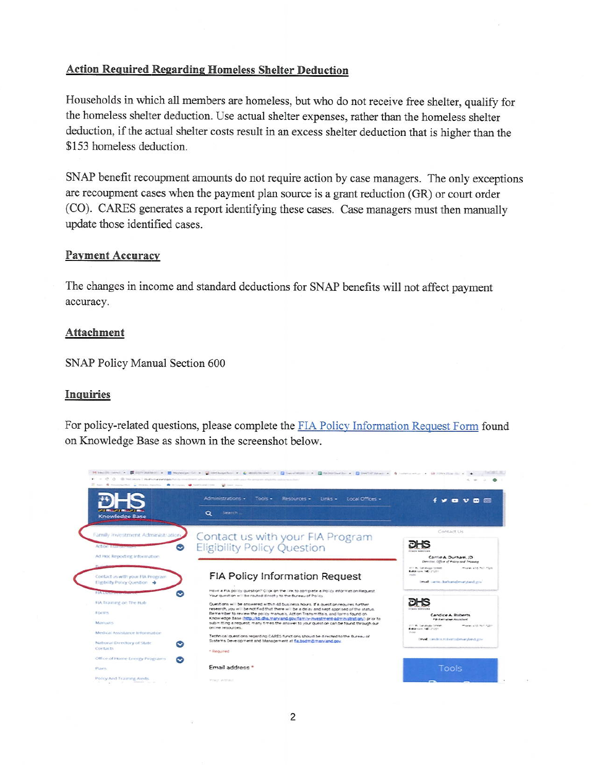## Action Required Regarding Homeless Shelter Deduction

Households in which all members are homeless, but who do not receive free shelter, qualify for the homeless shelter deduction. Use actual shelter expenses, rather than the homeless shelter deduction, if the actual shelter costs result in an excess shelter deduction that is higher than the $153 homeless deduction.

SNAP benefit recoupment amounts do not require action by case managers. The only exceptions are recoupment cases when the payment plan source is a grant reduction (GR) or court order (CO). CARES generates a report identifying these cases. Case managers must then manually update those identified cases.

## Payment Accuracy

The changes in income and standard deductions for SNAP benefits will not affect payment accuracy.

## Attachment

SNAP Policy Manual Section 600

## Inquiries

For policy-related questions, please complete the FIA Policy Information Request Form found on Knowledge Base as shown in the screenshot below.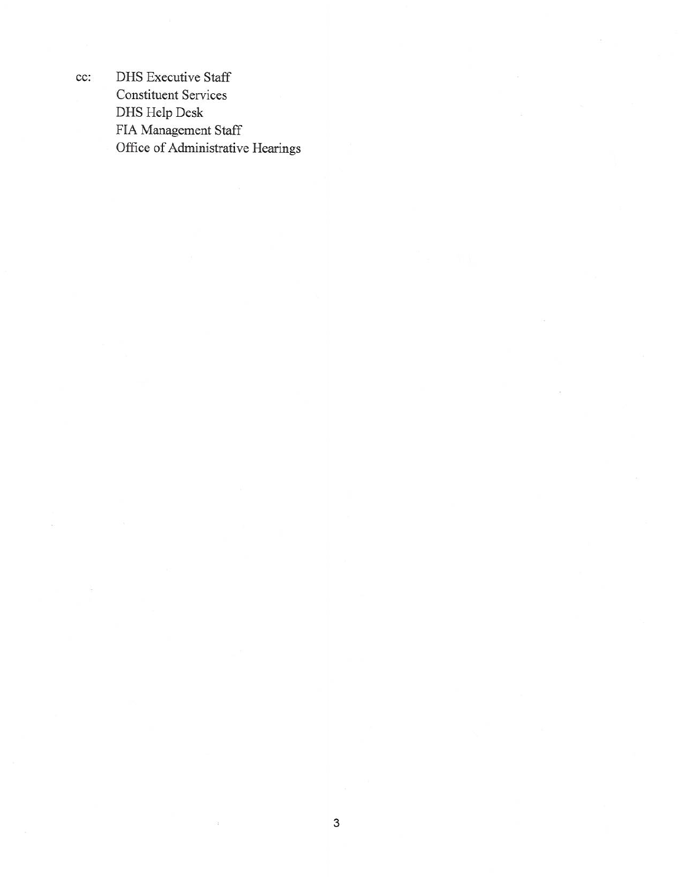cc: DHS Executive Staff
Constituent Services
DHS Help Desk
FIA Management Staff
Office of Administrative Hearings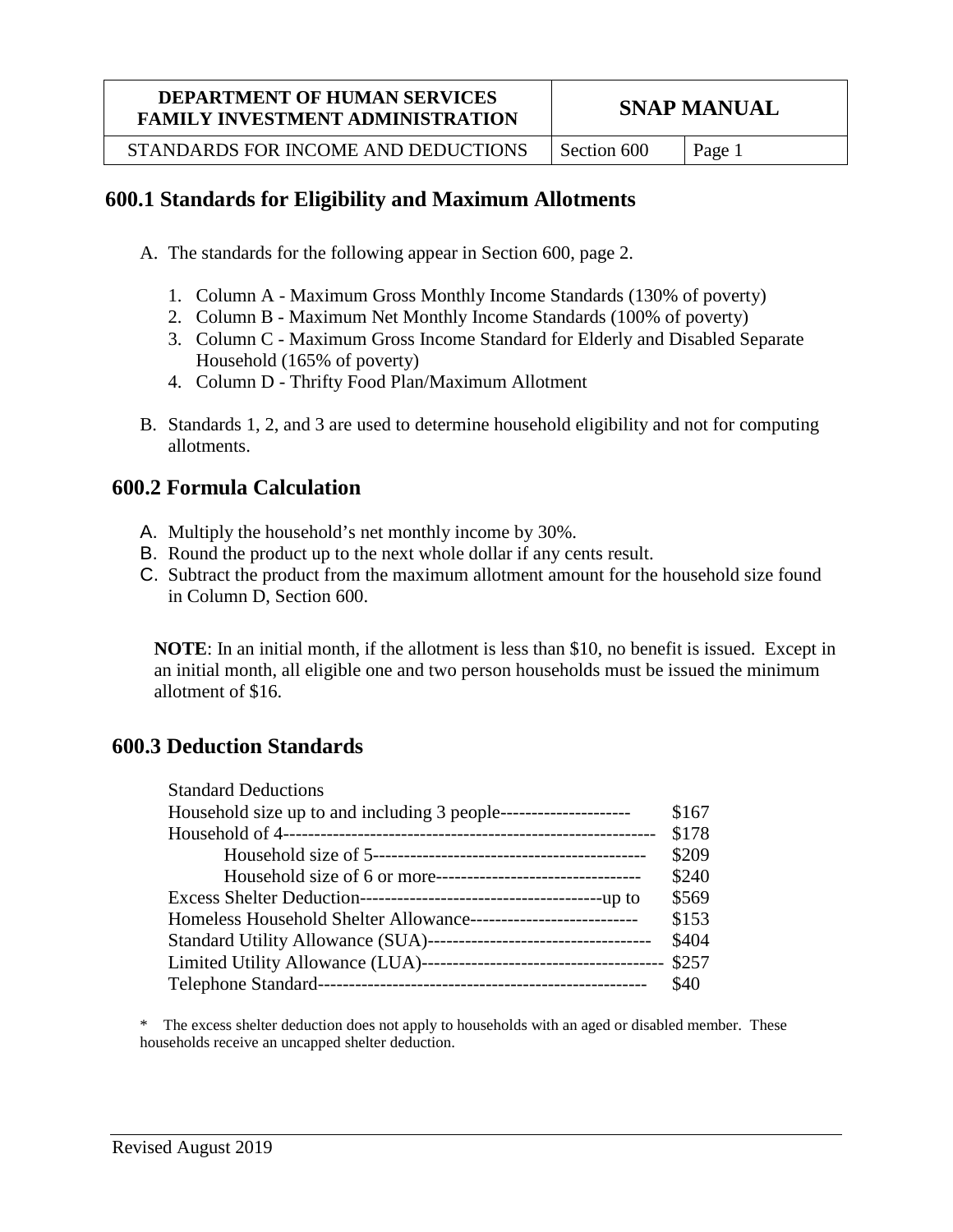| DEPARTMENT OF HUMAN SERVICES FAMILY INVESTMENT ADMINISTRATION | SNAP MANUAL | |
| --- | --- | --- |
| STANDARDS FOR INCOME AND DEDUCTIONS | Section 600 | Page 1 |

## 600.1 Standards for Eligibility and Maximum Allotments

A. The standards for the following appear in Section 600, page 2.

   1. Column A - Maximum Gross Monthly Income Standards (130% of poverty)
   2. Column B - Maximum Net Monthly Income Standards (100% of poverty)
   3. Column C - Maximum Gross Income Standard for Elderly and Disabled Separate Household (165% of poverty)
   4. Column D - Thrifty Food Plan/Maximum Allotment

B. Standards 1, 2, and 3 are used to determine household eligibility and not for computing allotments.

## 600.2 Formula Calculation

A. Multiply the household's net monthly income by 30%.

B. Round the product up to the next whole dollar if any cents result.

C. Subtract the product from the maximum allotment amount for the household size found in Column D, Section 600.

**NOTE**: In an initial month, if the allotment is less than $10, no benefit is issued. Except in an initial month, all eligible one and two person households must be issued the minimum allotment of $16.

## 600.3 Deduction Standards

| Standard Deductions | |
| --- | --- |
| Household size up to and including 3 people | $167 |
| Household of 4 | $178 |
| Household size of 5 | $209 |
| Household size of 6 or more | $240 |
| Excess Shelter Deduction---up to | $569 |
| Homeless Household Shelter Allowance | $153 |
| Standard Utility Allowance (SUA) | $404 |
| Limited Utility Allowance (LUA) | $257 |
| Telephone Standard | $40 |

\* The excess shelter deduction does not apply to households with an aged or disabled member. These households receive an uncapped shelter deduction.

Revised August 2019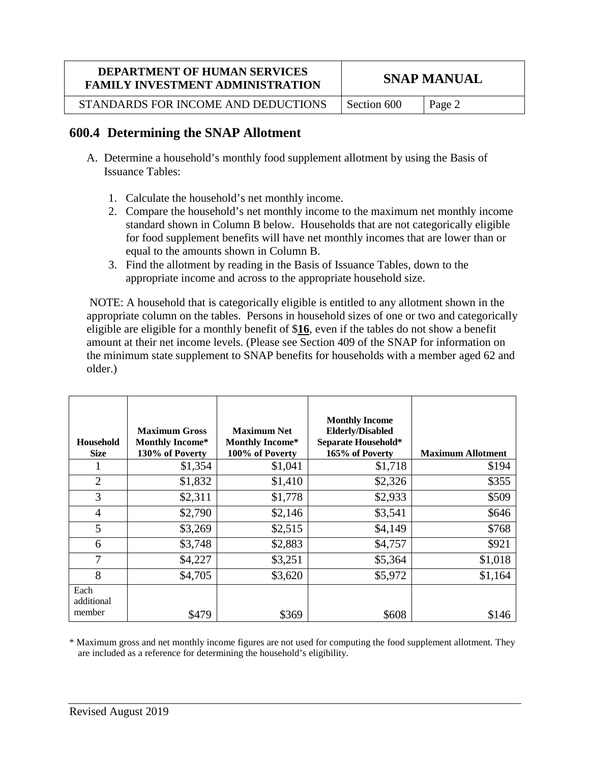## 600.4 Determining the SNAP Allotment

A. Determine a household's monthly food supplement allotment by using the Basis of Issuance Tables:

1. Calculate the household's net monthly income.
2. Compare the household's net monthly income to the maximum net monthly income standard shown in Column B below. Households that are not categorically eligible for food supplement benefits will have net monthly incomes that are lower than or equal to the amounts shown in Column B.
3. Find the allotment by reading in the Basis of Issuance Tables, down to the appropriate income and across to the appropriate household size.

NOTE: A household that is categorically eligible is entitled to any allotment shown in the appropriate column on the tables. Persons in household sizes of one or two and categorically eligible are eligible for a monthly benefit of $**16**, even if the tables do not show a benefit amount at their net income levels. (Please see Section 409 of the SNAP for information on the minimum state supplement to SNAP benefits for households with a member aged 62 and older.)

| Household Size | Maximum Gross Monthly Income* 130% of Poverty | Maximum Net Monthly Income* 100% of Poverty | Monthly Income Elderly/Disabled Separate Household* 165% of Poverty | Maximum Allotment |
|---|---|---|---|---|
| 1 | $1,354 | $1,041 | $1,718 | $194 |
| 2 | $1,832 | $1,410 | $2,326 | $355 |
| 3 | $2,311 | $1,778 | $2,933 | $509 |
| 4 | $2,790 | $2,146 | $3,541 | $646 |
| 5 | $3,269 | $2,515 | $4,149 | $768 |
| 6 | $3,748 | $2,883 | $4,757 | $921 |
| 7 | $4,227 | $3,251 | $5,364 | $1,018 |
| 8 | $4,705 | $3,620 | $5,972 | $1,164 |
| Each additional member | $479 | $369 | $608 | $146 |

\* Maximum gross and net monthly income figures are not used for computing the food supplement allotment. They are included as a reference for determining the household's eligibility.

Revised August 2019